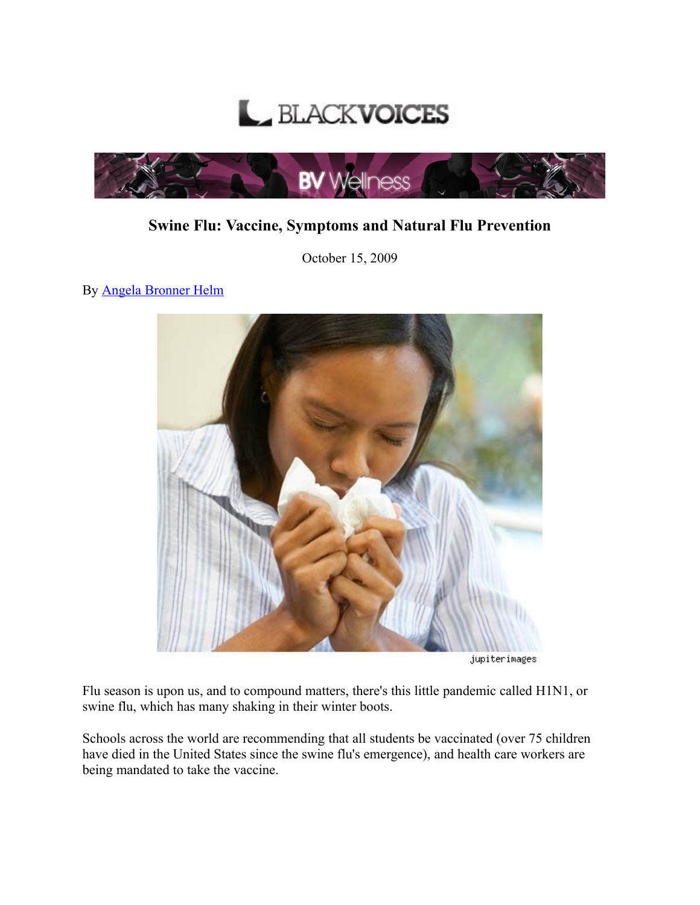BLACKVOICES

BV Wellness

# Swine Flu: Vaccine, Symptoms and Natural Flu Prevention

October 15, 2009

By Angela Bronner Helm

jupiterimages

Flu season is upon us, and to compound matters, there's this little pandemic called H1N1, or swine flu, which has many shaking in their winter boots.

Schools across the world are recommending that all students be vaccinated (over 75 children have died in the United States since the swine flu's emergence), and health care workers are being mandated to take the vaccine.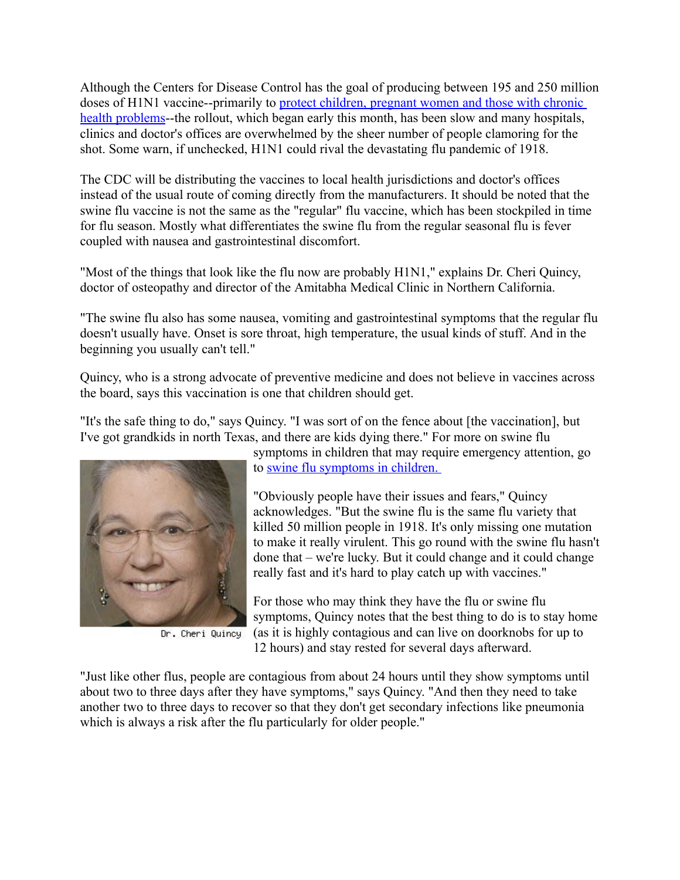Although the Centers for Disease Control has the goal of producing between 195 and 250 million doses of H1N1 vaccine--primarily to [protect children, pregnant women and those with chronic health problems](#)--the rollout, which began early this month, has been slow and many hospitals, clinics and doctor's offices are overwhelmed by the sheer number of people clamoring for the shot. Some warn, if unchecked, H1N1 could rival the devastating flu pandemic of 1918.

The CDC will be distributing the vaccines to local health jurisdictions and doctor's offices instead of the usual route of coming directly from the manufacturers. It should be noted that the swine flu vaccine is not the same as the "regular" flu vaccine, which has been stockpiled in time for flu season. Mostly what differentiates the swine flu from the regular seasonal flu is fever coupled with nausea and gastrointestinal discomfort.

"Most of the things that look like the flu now are probably H1N1," explains Dr. Cheri Quincy, doctor of osteopathy and director of the Amitabha Medical Clinic in Northern California.

"The swine flu also has some nausea, vomiting and gastrointestinal symptoms that the regular flu doesn't usually have. Onset is sore throat, high temperature, the usual kinds of stuff. And in the beginning you usually can't tell."

Quincy, who is a strong advocate of preventive medicine and does not believe in vaccines across the board, says this vaccination is one that children should get.

"It's the safe thing to do," says Quincy. "I was sort of on the fence about [the vaccination], but I've got grandkids in north Texas, and there are kids dying there." For more on swine flu symptoms in children that may require emergency attention, go to [swine flu symptoms in children.](#)

Dr. Cheri Quincy

"Obviously people have their issues and fears," Quincy acknowledges. "But the swine flu is the same flu variety that killed 50 million people in 1918. It's only missing one mutation to make it really virulent. This go round with the swine flu hasn't done that – we're lucky. But it could change and it could change really fast and it's hard to play catch up with vaccines."

For those who may think they have the flu or swine flu symptoms, Quincy notes that the best thing to do is to stay home (as it is highly contagious and can live on doorknobs for up to 12 hours) and stay rested for several days afterward.

"Just like other flus, people are contagious from about 24 hours until they show symptoms until about two to three days after they have symptoms," says Quincy. "And then they need to take another two to three days to recover so that they don't get secondary infections like pneumonia which is always a risk after the flu particularly for older people."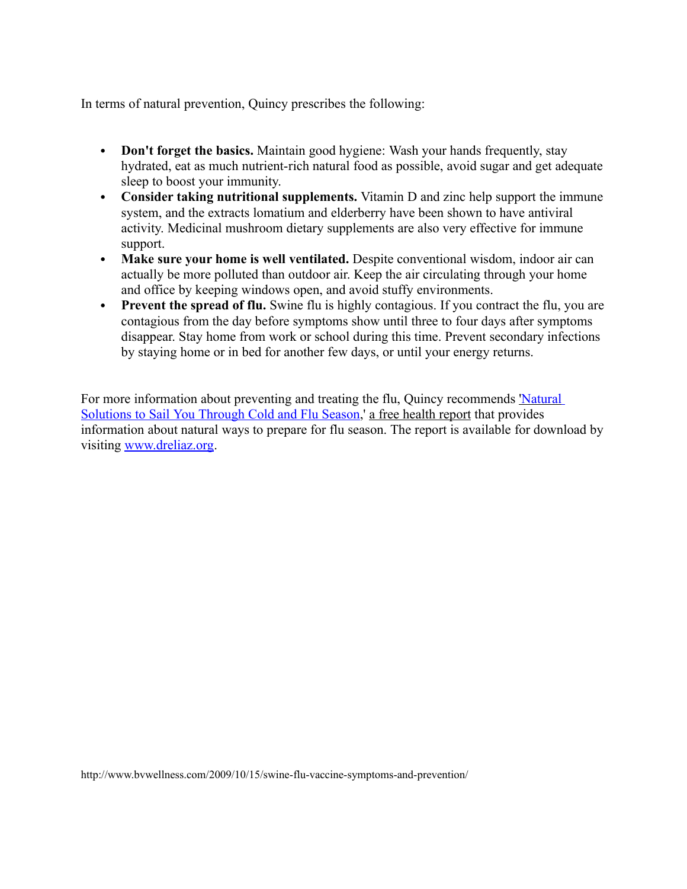In terms of natural prevention, Quincy prescribes the following:

- **Don't forget the basics.** Maintain good hygiene: Wash your hands frequently, stay hydrated, eat as much nutrient-rich natural food as possible, avoid sugar and get adequate sleep to boost your immunity.
- **Consider taking nutritional supplements.** Vitamin D and zinc help support the immune system, and the extracts lomatium and elderberry have been shown to have antiviral activity. Medicinal mushroom dietary supplements are also very effective for immune support.
- **Make sure your home is well ventilated.** Despite conventional wisdom, indoor air can actually be more polluted than outdoor air. Keep the air circulating through your home and office by keeping windows open, and avoid stuffy environments.
- **Prevent the spread of flu.** Swine flu is highly contagious. If you contract the flu, you are contagious from the day before symptoms show until three to four days after symptoms disappear. Stay home from work or school during this time. Prevent secondary infections by staying home or in bed for another few days, or until your energy returns.

For more information about preventing and treating the flu, Quincy recommends 'Natural Solutions to Sail You Through Cold and Flu Season,' a free health report that provides information about natural ways to prepare for flu season. The report is available for download by visiting www.dreliaz.org.

http://www.bvwellness.com/2009/10/15/swine-flu-vaccine-symptoms-and-prevention/